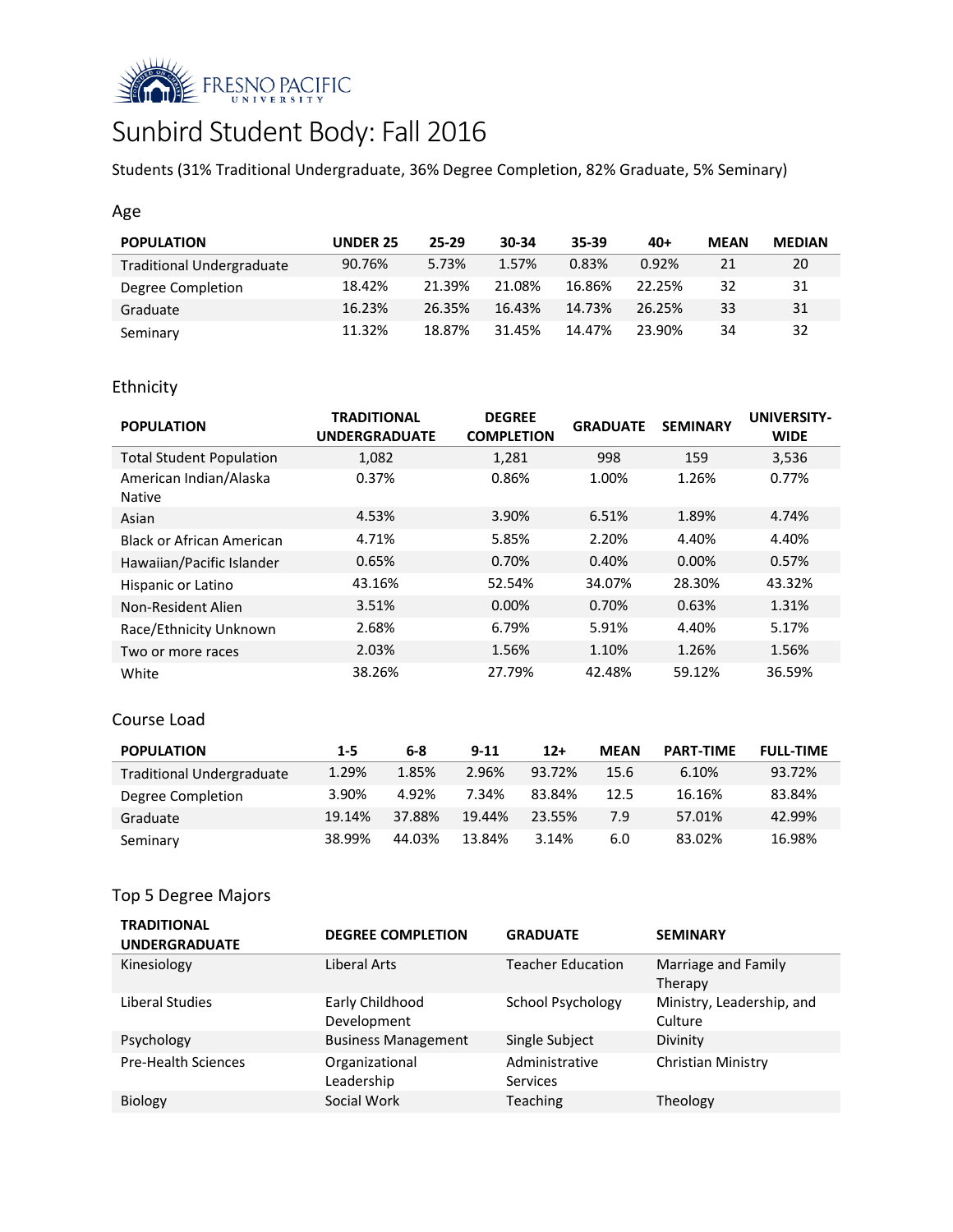FRESNO PACIFIC UNIVERSITY

# Sunbird Student Body: Fall 2016

Students (31% Traditional Undergraduate, 36% Degree Completion, 82% Graduate, 5% Seminary)

## Age

| POPULATION | UNDER 25 | 25-29 | 30-34 | 35-39 | 40+ | MEAN | MEDIAN |
|---|---|---|---|---|---|---|---|
| Traditional Undergraduate | 90.76% | 5.73% | 1.57% | 0.83% | 0.92% | 21 | 20 |
| Degree Completion | 18.42% | 21.39% | 21.08% | 16.86% | 22.25% | 32 | 31 |
| Graduate | 16.23% | 26.35% | 16.43% | 14.73% | 26.25% | 33 | 31 |
| Seminary | 11.32% | 18.87% | 31.45% | 14.47% | 23.90% | 34 | 32 |

## Ethnicity

| POPULATION | TRADITIONAL UNDERGRADUATE | DEGREE COMPLETION | GRADUATE | SEMINARY | UNIVERSITY-WIDE |
|---|---|---|---|---|---|
| Total Student Population | 1,082 | 1,281 | 998 | 159 | 3,536 |
| American Indian/Alaska Native | 0.37% | 0.86% | 1.00% | 1.26% | 0.77% |
| Asian | 4.53% | 3.90% | 6.51% | 1.89% | 4.74% |
| Black or African American | 4.71% | 5.85% | 2.20% | 4.40% | 4.40% |
| Hawaiian/Pacific Islander | 0.65% | 0.70% | 0.40% | 0.00% | 0.57% |
| Hispanic or Latino | 43.16% | 52.54% | 34.07% | 28.30% | 43.32% |
| Non-Resident Alien | 3.51% | 0.00% | 0.70% | 0.63% | 1.31% |
| Race/Ethnicity Unknown | 2.68% | 6.79% | 5.91% | 4.40% | 5.17% |
| Two or more races | 2.03% | 1.56% | 1.10% | 1.26% | 1.56% |
| White | 38.26% | 27.79% | 42.48% | 59.12% | 36.59% |

## Course Load

| POPULATION | 1-5 | 6-8 | 9-11 | 12+ | MEAN | PART-TIME | FULL-TIME |
|---|---|---|---|---|---|---|---|
| Traditional Undergraduate | 1.29% | 1.85% | 2.96% | 93.72% | 15.6 | 6.10% | 93.72% |
| Degree Completion | 3.90% | 4.92% | 7.34% | 83.84% | 12.5 | 16.16% | 83.84% |
| Graduate | 19.14% | 37.88% | 19.44% | 23.55% | 7.9 | 57.01% | 42.99% |
| Seminary | 38.99% | 44.03% | 13.84% | 3.14% | 6.0 | 83.02% | 16.98% |

## Top 5 Degree Majors

| TRADITIONAL UNDERGRADUATE | DEGREE COMPLETION | GRADUATE | SEMINARY |
|---|---|---|---|
| Kinesiology | Liberal Arts | Teacher Education | Marriage and Family Therapy |
| Liberal Studies | Early Childhood Development | School Psychology | Ministry, Leadership, and Culture |
| Psychology | Business Management | Single Subject | Divinity |
| Pre-Health Sciences | Organizational Leadership | Administrative Services | Christian Ministry |
| Biology | Social Work | Teaching | Theology |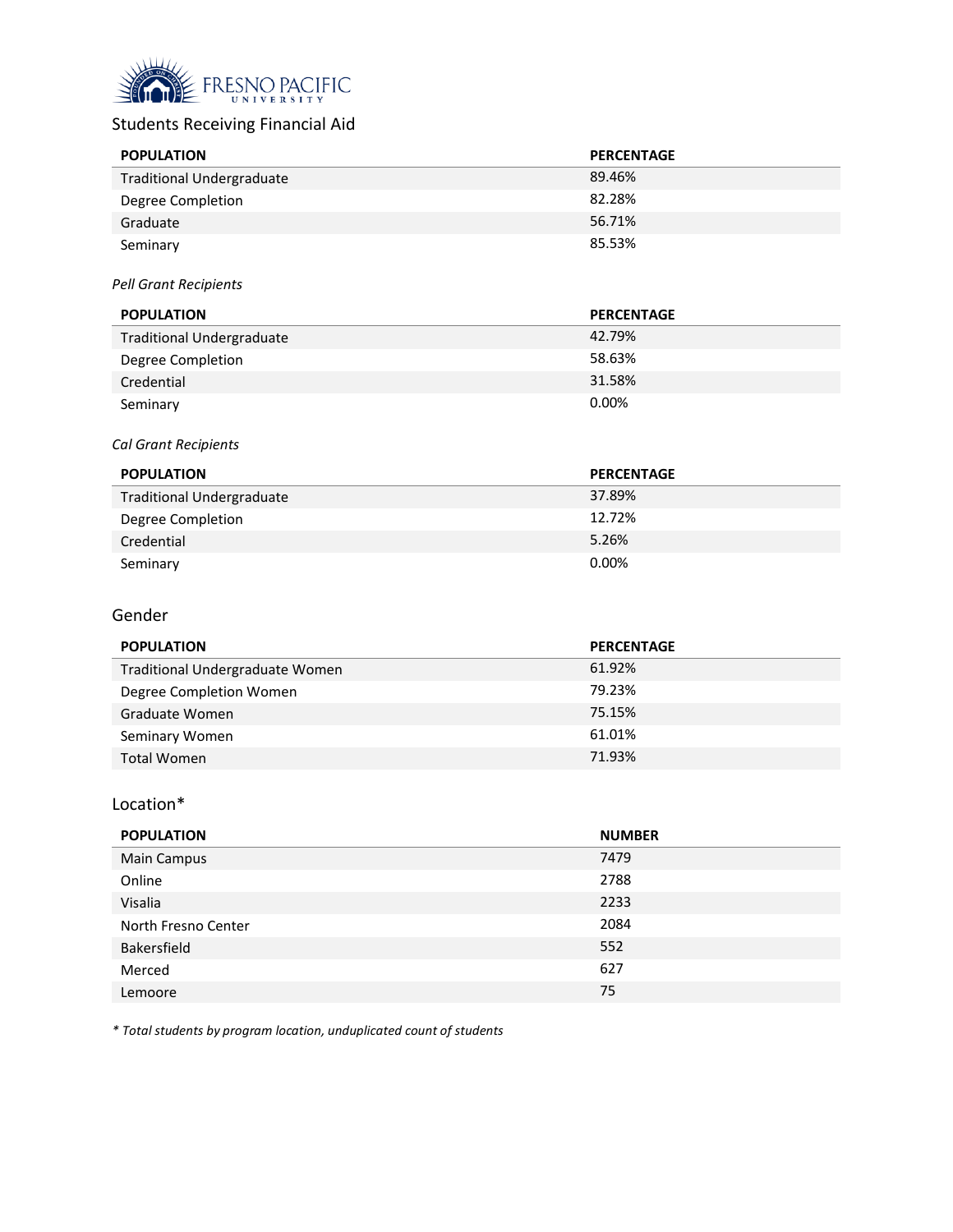FRESNO PACIFIC UNIVERSITY

## Students Receiving Financial Aid

| POPULATION | PERCENTAGE |
|---|---|
| Traditional Undergraduate | 89.46% |
| Degree Completion | 82.28% |
| Graduate | 56.71% |
| Seminary | 85.53% |

*Pell Grant Recipients*

| POPULATION | PERCENTAGE |
|---|---|
| Traditional Undergraduate | 42.79% |
| Degree Completion | 58.63% |
| Credential | 31.58% |
| Seminary | 0.00% |

*Cal Grant Recipients*

| POPULATION | PERCENTAGE |
|---|---|
| Traditional Undergraduate | 37.89% |
| Degree Completion | 12.72% |
| Credential | 5.26% |
| Seminary | 0.00% |

## Gender

| POPULATION | PERCENTAGE |
|---|---|
| Traditional Undergraduate Women | 61.92% |
| Degree Completion Women | 79.23% |
| Graduate Women | 75.15% |
| Seminary Women | 61.01% |
| Total Women | 71.93% |

## Location*

| POPULATION | NUMBER |
|---|---|
| Main Campus | 7479 |
| Online | 2788 |
| Visalia | 2233 |
| North Fresno Center | 2084 |
| Bakersfield | 552 |
| Merced | 627 |
| Lemoore | 75 |

*\* Total students by program location, unduplicated count of students*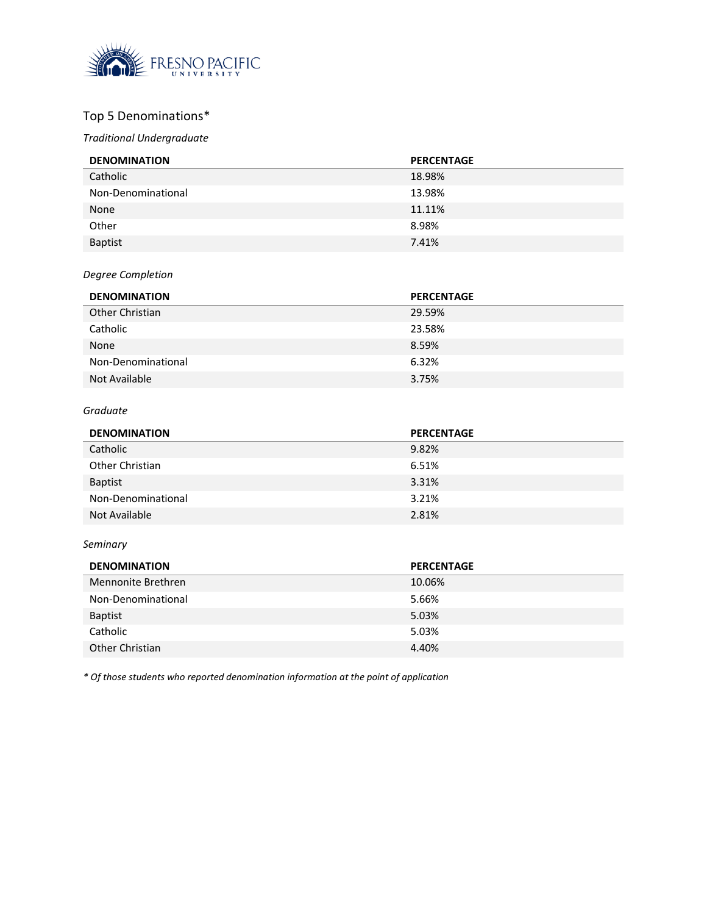## Top 5 Denominations*

*Traditional Undergraduate*

| DENOMINATION | PERCENTAGE |
| --- | --- |
| Catholic | 18.98% |
| Non-Denominational | 13.98% |
| None | 11.11% |
| Other | 8.98% |
| Baptist | 7.41% |

*Degree Completion*

| DENOMINATION | PERCENTAGE |
| --- | --- |
| Other Christian | 29.59% |
| Catholic | 23.58% |
| None | 8.59% |
| Non-Denominational | 6.32% |
| Not Available | 3.75% |

*Graduate*

| DENOMINATION | PERCENTAGE |
| --- | --- |
| Catholic | 9.82% |
| Other Christian | 6.51% |
| Baptist | 3.31% |
| Non-Denominational | 3.21% |
| Not Available | 2.81% |

*Seminary*

| DENOMINATION | PERCENTAGE |
| --- | --- |
| Mennonite Brethren | 10.06% |
| Non-Denominational | 5.66% |
| Baptist | 5.03% |
| Catholic | 5.03% |
| Other Christian | 4.40% |

*\* Of those students who reported denomination information at the point of application*